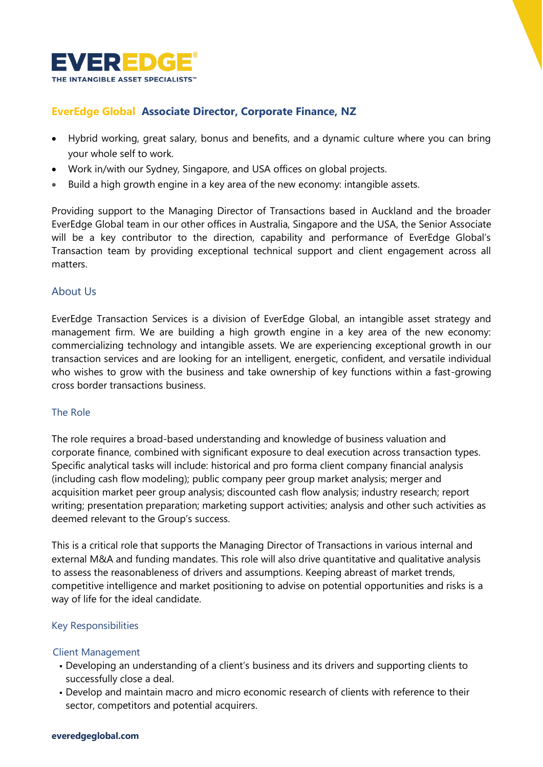**EVEREDGE®**
THE INTANGIBLE ASSET SPECIALISTS™

## EverEdge Global Associate Director, Corporate Finance, NZ

- Hybrid working, great salary, bonus and benefits, and a dynamic culture where you can bring your whole self to work.
- Work in/with our Sydney, Singapore, and USA offices on global projects.
- Build a high growth engine in a key area of the new economy: intangible assets.

Providing support to the Managing Director of Transactions based in Auckland and the broader EverEdge Global team in our other offices in Australia, Singapore and the USA, the Senior Associate will be a key contributor to the direction, capability and performance of EverEdge Global's Transaction team by providing exceptional technical support and client engagement across all matters.

### About Us

EverEdge Transaction Services is a division of EverEdge Global, an intangible asset strategy and management firm. We are building a high growth engine in a key area of the new economy: commercializing technology and intangible assets. We are experiencing exceptional growth in our transaction services and are looking for an intelligent, energetic, confident, and versatile individual who wishes to grow with the business and take ownership of key functions within a fast-growing cross border transactions business.

### The Role

The role requires a broad-based understanding and knowledge of business valuation and corporate finance, combined with significant exposure to deal execution across transaction types. Specific analytical tasks will include: historical and pro forma client company financial analysis (including cash flow modeling); public company peer group market analysis; merger and acquisition market peer group analysis; discounted cash flow analysis; industry research; report writing; presentation preparation; marketing support activities; analysis and other such activities as deemed relevant to the Group's success.

This is a critical role that supports the Managing Director of Transactions in various internal and external M&A and funding mandates. This role will also drive quantitative and qualitative analysis to assess the reasonableness of drivers and assumptions. Keeping abreast of market trends, competitive intelligence and market positioning to advise on potential opportunities and risks is a way of life for the ideal candidate.

### Key Responsibilities

#### Client Management

- Developing an understanding of a client's business and its drivers and supporting clients to successfully close a deal.
- Develop and maintain macro and micro economic research of clients with reference to their sector, competitors and potential acquirers.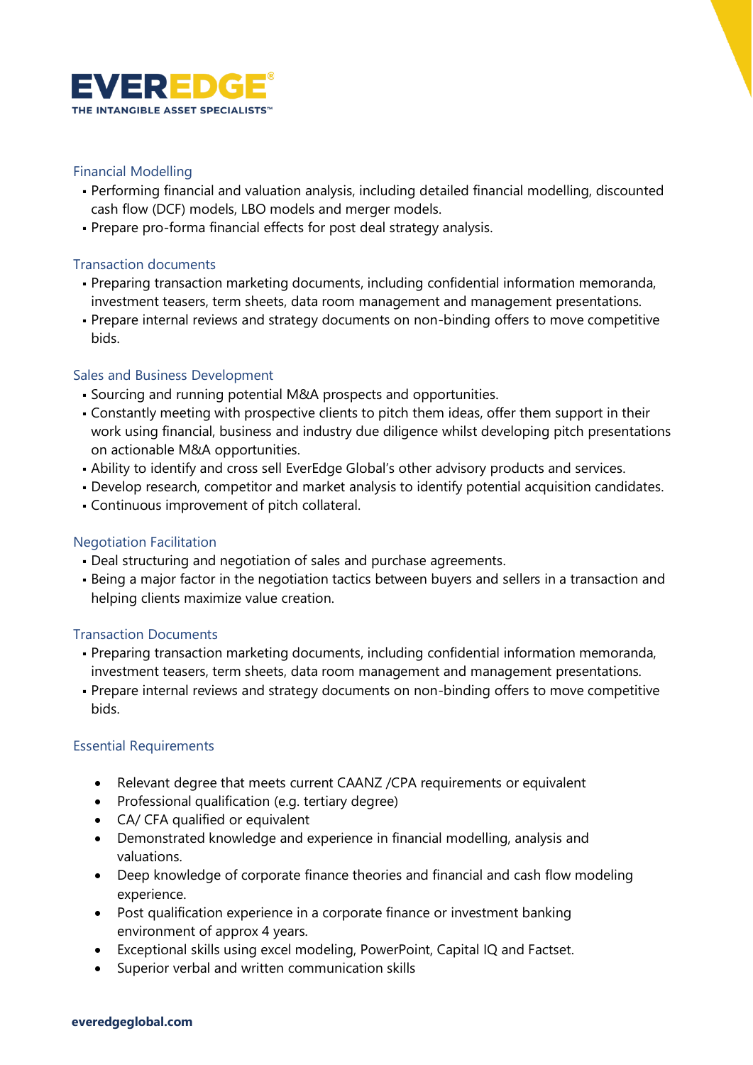### Financial Modelling

- Performing financial and valuation analysis, including detailed financial modelling, discounted cash flow (DCF) models, LBO models and merger models.
- Prepare pro-forma financial effects for post deal strategy analysis.

### Transaction documents

- Preparing transaction marketing documents, including confidential information memoranda, investment teasers, term sheets, data room management and management presentations.
- Prepare internal reviews and strategy documents on non-binding offers to move competitive bids.

### Sales and Business Development

- Sourcing and running potential M&A prospects and opportunities.
- Constantly meeting with prospective clients to pitch them ideas, offer them support in their work using financial, business and industry due diligence whilst developing pitch presentations on actionable M&A opportunities.
- Ability to identify and cross sell EverEdge Global's other advisory products and services.
- Develop research, competitor and market analysis to identify potential acquisition candidates.
- Continuous improvement of pitch collateral.

### Negotiation Facilitation

- Deal structuring and negotiation of sales and purchase agreements.
- Being a major factor in the negotiation tactics between buyers and sellers in a transaction and helping clients maximize value creation.

### Transaction Documents

- Preparing transaction marketing documents, including confidential information memoranda, investment teasers, term sheets, data room management and management presentations.
- Prepare internal reviews and strategy documents on non-binding offers to move competitive bids.

### Essential Requirements

- Relevant degree that meets current CAANZ /CPA requirements or equivalent
- Professional qualification (e.g. tertiary degree)
- CA/ CFA qualified or equivalent
- Demonstrated knowledge and experience in financial modelling, analysis and valuations.
- Deep knowledge of corporate finance theories and financial and cash flow modeling experience.
- Post qualification experience in a corporate finance or investment banking environment of approx 4 years.
- Exceptional skills using excel modeling, PowerPoint, Capital IQ and Factset.
- Superior verbal and written communication skills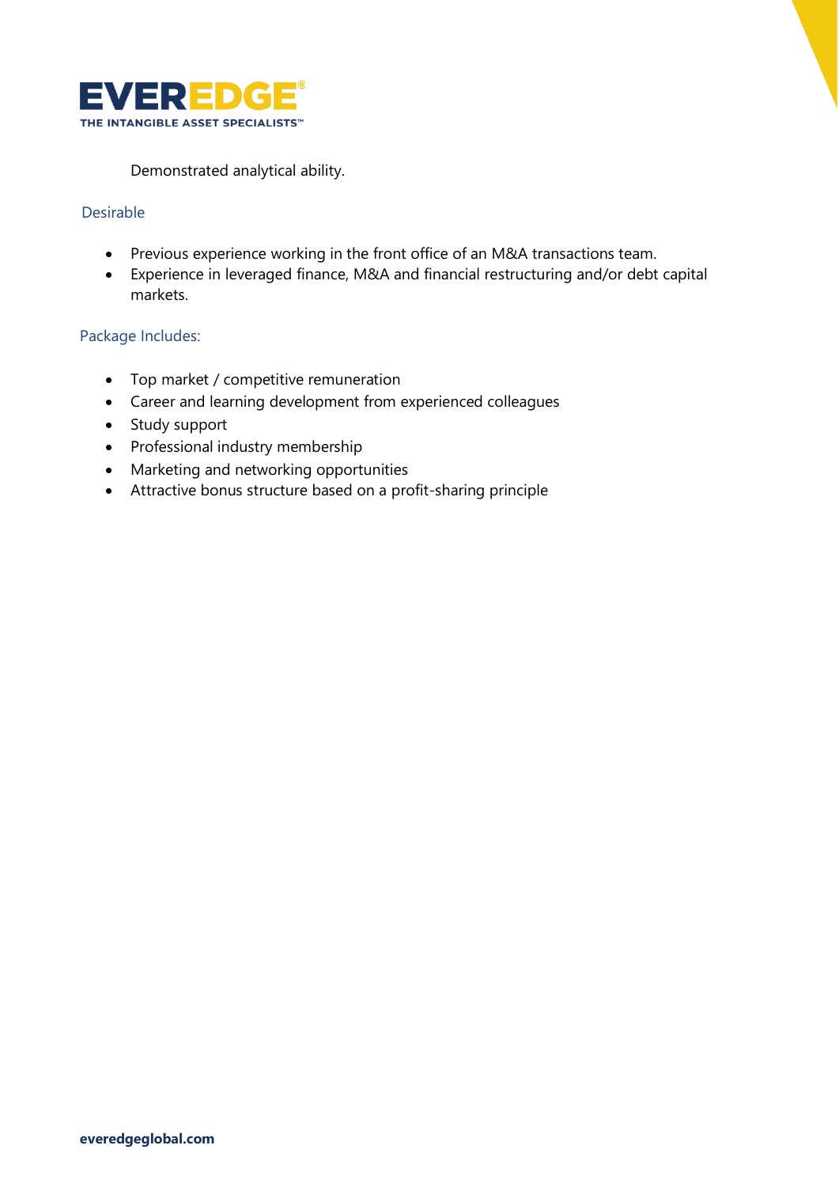Demonstrated analytical ability.

### Desirable

- Previous experience working in the front office of an M&A transactions team.
- Experience in leveraged finance, M&A and financial restructuring and/or debt capital markets.

### Package Includes:

- Top market / competitive remuneration
- Career and learning development from experienced colleagues
- Study support
- Professional industry membership
- Marketing and networking opportunities
- Attractive bonus structure based on a profit-sharing principle